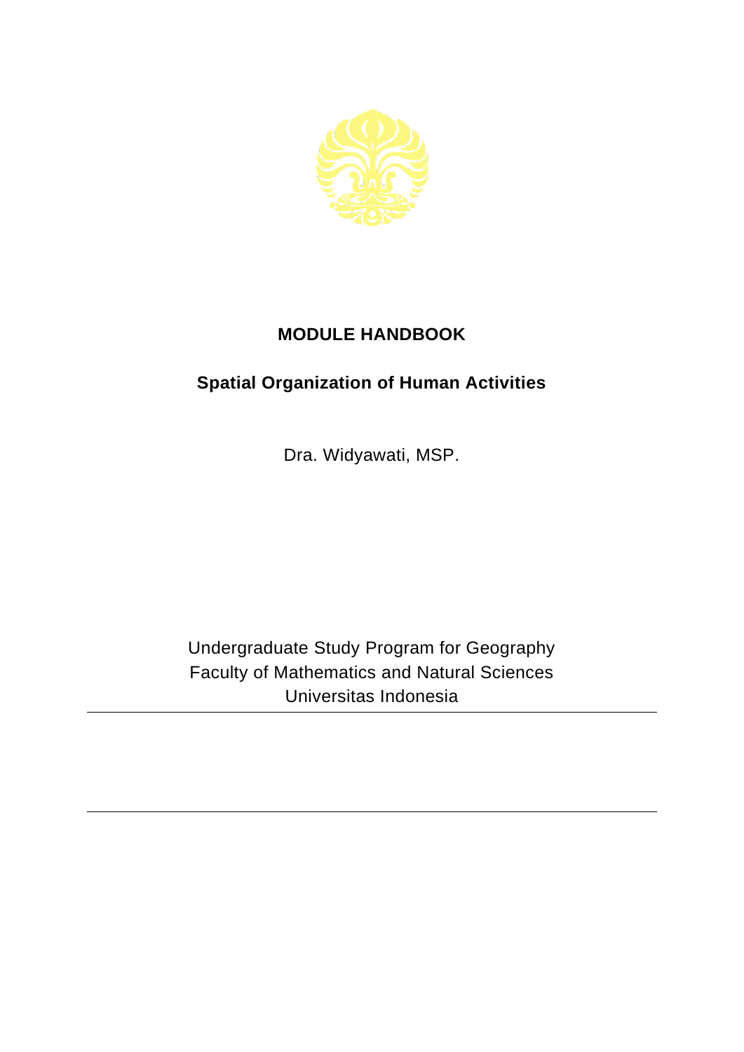# MODULE HANDBOOK

## Spatial Organization of Human Activities

Dra. Widyawati, MSP.

Undergraduate Study Program for Geography
Faculty of Mathematics and Natural Sciences
Universitas Indonesia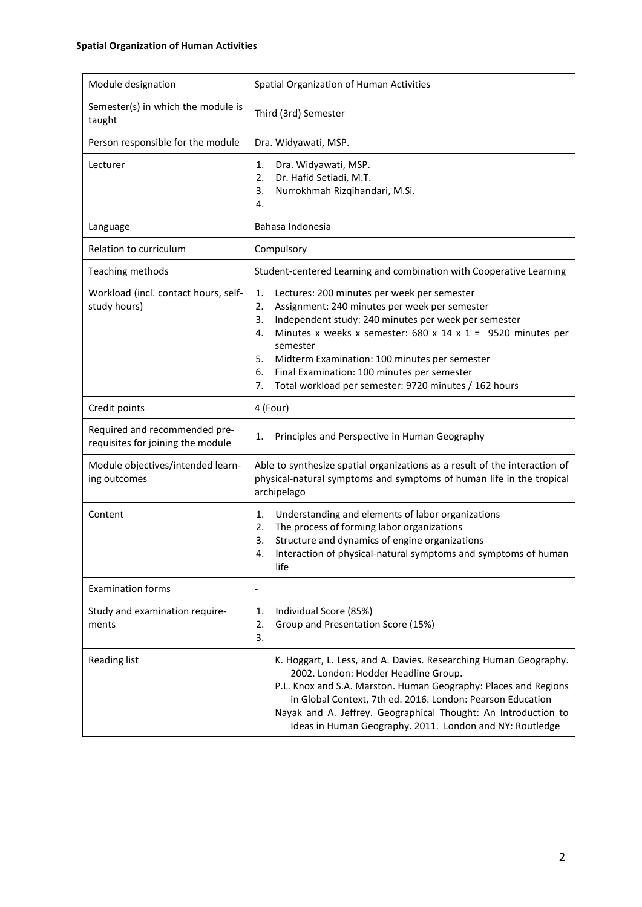| | |
|---|---|
| Module designation | Spatial Organization of Human Activities |
| Semester(s) in which the module is taught | Third (3rd) Semester |
| Person responsible for the module | Dra. Widyawati, MSP. |
| Lecturer | 1. Dra. Widyawati, MSP.<br>2. Dr. Hafid Setiadi, M.T.<br>3. Nurrokhmah Rizqihandari, M.Si.<br>4. |
| Language | Bahasa Indonesia |
| Relation to curriculum | Compulsory |
| Teaching methods | Student-centered Learning and combination with Cooperative Learning |
| Workload (incl. contact hours, self-study hours) | 1. Lectures: 200 minutes per week per semester<br>2. Assignment: 240 minutes per week per semester<br>3. Independent study: 240 minutes per week per semester<br>4. Minutes x weeks x semester: 680 x 14 x 1 = 9520 minutes per semester<br>5. Midterm Examination: 100 minutes per semester<br>6. Final Examination: 100 minutes per semester<br>7. Total workload per semester: 9720 minutes / 162 hours |
| Credit points | 4 (Four) |
| Required and recommended pre-requisites for joining the module | 1. Principles and Perspective in Human Geography |
| Module objectives/intended learning outcomes | Able to synthesize spatial organizations as a result of the interaction of physical-natural symptoms and symptoms of human life in the tropical archipelago |
| Content | 1. Understanding and elements of labor organizations<br>2. The process of forming labor organizations<br>3. Structure and dynamics of engine organizations<br>4. Interaction of physical-natural symptoms and symptoms of human life |
| Examination forms | - |
| Study and examination requirements | 1. Individual Score (85%)<br>2. Group and Presentation Score (15%)<br>3. |
| Reading list | K. Hoggart, L. Less, and A. Davies. Researching Human Geography. 2002. London: Hodder Headline Group.<br>P.L. Knox and S.A. Marston. Human Geography: Places and Regions in Global Context, 7th ed. 2016. London: Pearson Education<br>Nayak and A. Jeffrey. Geographical Thought: An Introduction to Ideas in Human Geography. 2011. London and NY: Routledge |